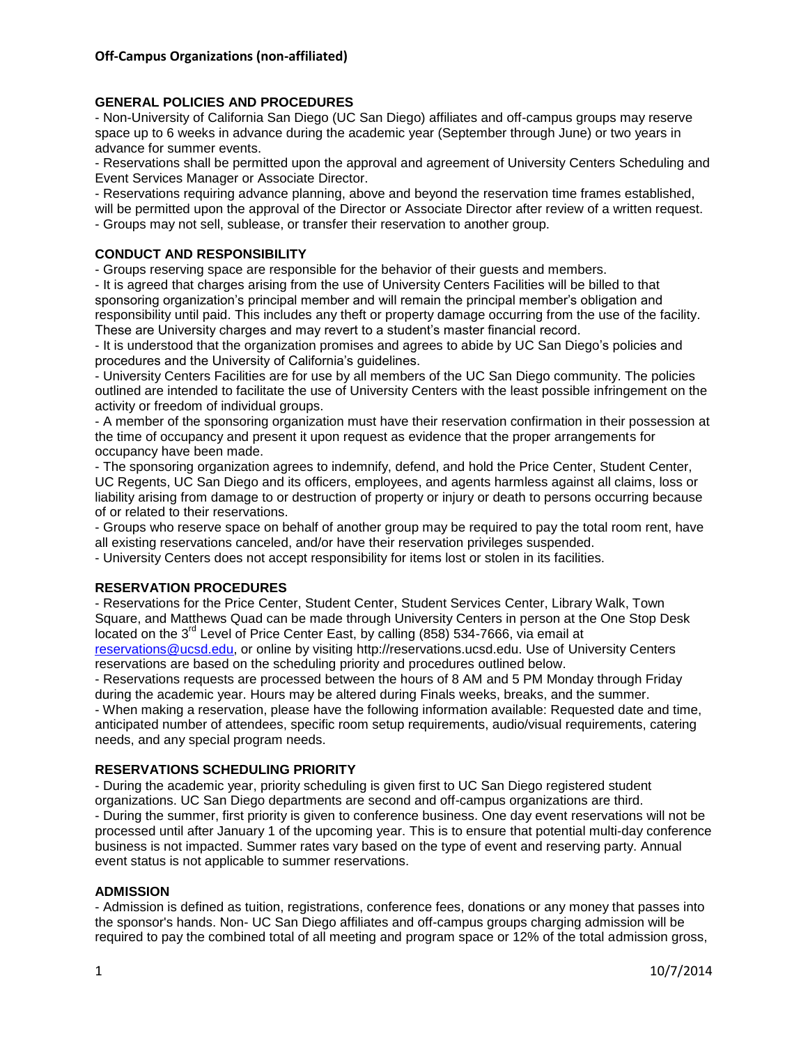**Off-Campus Organizations (non-affiliated)**

## GENERAL POLICIES AND PROCEDURES

- Non-University of California San Diego (UC San Diego) affiliates and off-campus groups may reserve space up to 6 weeks in advance during the academic year (September through June) or two years in advance for summer events.
- Reservations shall be permitted upon the approval and agreement of University Centers Scheduling and Event Services Manager or Associate Director.
- Reservations requiring advance planning, above and beyond the reservation time frames established, will be permitted upon the approval of the Director or Associate Director after review of a written request.
- Groups may not sell, sublease, or transfer their reservation to another group.

## CONDUCT AND RESPONSIBILITY

- Groups reserving space are responsible for the behavior of their guests and members.
- It is agreed that charges arising from the use of University Centers Facilities will be billed to that sponsoring organization's principal member and will remain the principal member's obligation and responsibility until paid. This includes any theft or property damage occurring from the use of the facility. These are University charges and may revert to a student's master financial record.
- It is understood that the organization promises and agrees to abide by UC San Diego's policies and procedures and the University of California's guidelines.
- University Centers Facilities are for use by all members of the UC San Diego community. The policies outlined are intended to facilitate the use of University Centers with the least possible infringement on the activity or freedom of individual groups.
- A member of the sponsoring organization must have their reservation confirmation in their possession at the time of occupancy and present it upon request as evidence that the proper arrangements for occupancy have been made.
- The sponsoring organization agrees to indemnify, defend, and hold the Price Center, Student Center, UC Regents, UC San Diego and its officers, employees, and agents harmless against all claims, loss or liability arising from damage to or destruction of property or injury or death to persons occurring because of or related to their reservations.
- Groups who reserve space on behalf of another group may be required to pay the total room rent, have all existing reservations canceled, and/or have their reservation privileges suspended.
- University Centers does not accept responsibility for items lost or stolen in its facilities.

## RESERVATION PROCEDURES

- Reservations for the Price Center, Student Center, Student Services Center, Library Walk, Town Square, and Matthews Quad can be made through University Centers in person at the One Stop Desk located on the 3rd Level of Price Center East, by calling (858) 534-7666, via email at reservations@ucsd.edu, or online by visiting http://reservations.ucsd.edu. Use of University Centers reservations are based on the scheduling priority and procedures outlined below.
- Reservations requests are processed between the hours of 8 AM and 5 PM Monday through Friday during the academic year. Hours may be altered during Finals weeks, breaks, and the summer.
- When making a reservation, please have the following information available: Requested date and time, anticipated number of attendees, specific room setup requirements, audio/visual requirements, catering needs, and any special program needs.

## RESERVATIONS SCHEDULING PRIORITY

- During the academic year, priority scheduling is given first to UC San Diego registered student organizations. UC San Diego departments are second and off-campus organizations are third.
- During the summer, first priority is given to conference business. One day event reservations will not be processed until after January 1 of the upcoming year. This is to ensure that potential multi-day conference business is not impacted. Summer rates vary based on the type of event and reserving party. Annual event status is not applicable to summer reservations.

## ADMISSION

- Admission is defined as tuition, registrations, conference fees, donations or any money that passes into the sponsor's hands. Non- UC San Diego affiliates and off-campus groups charging admission will be required to pay the combined total of all meeting and program space or 12% of the total admission gross,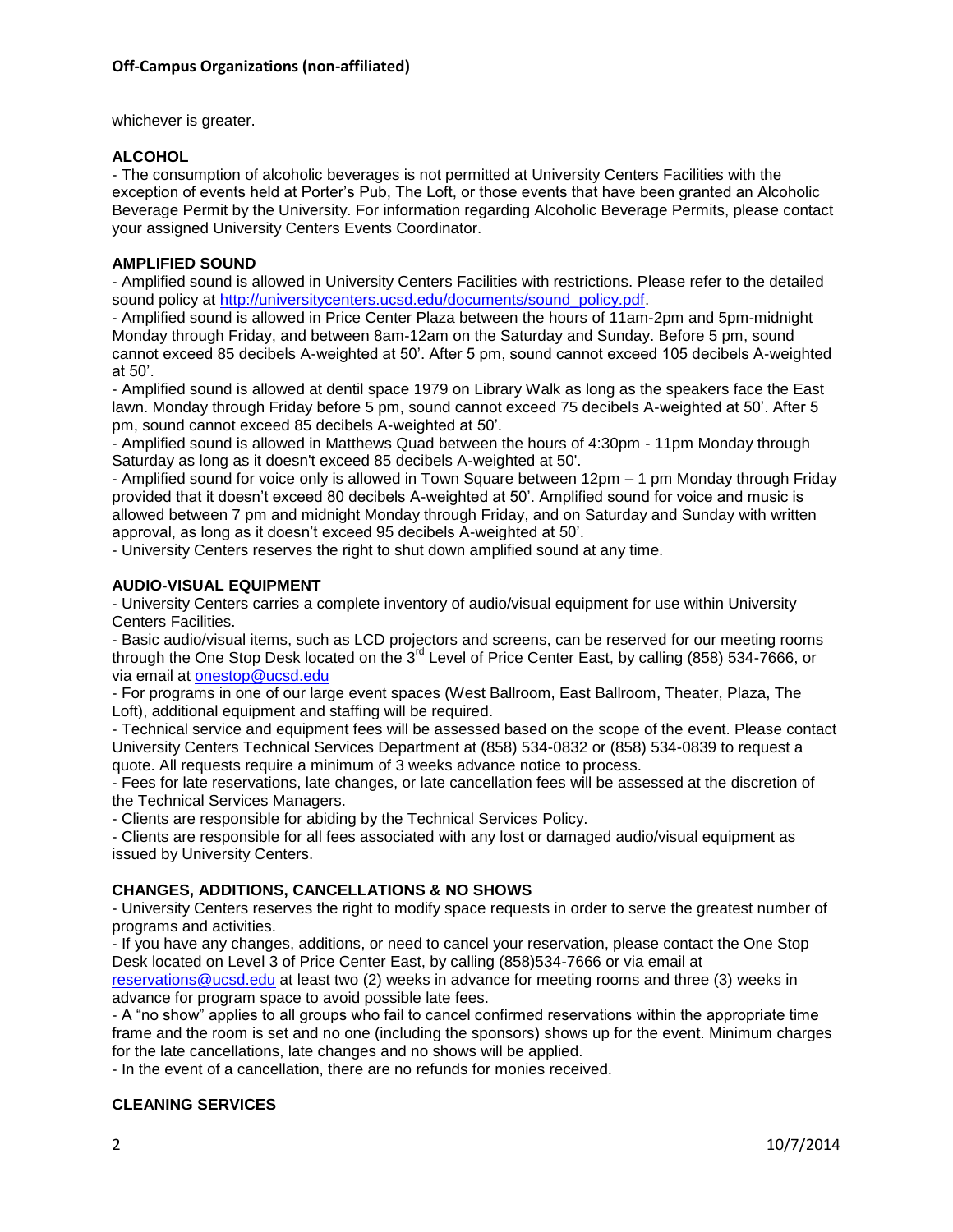whichever is greater.

**ALCOHOL**

- The consumption of alcoholic beverages is not permitted at University Centers Facilities with the exception of events held at Porter's Pub, The Loft, or those events that have been granted an Alcoholic Beverage Permit by the University. For information regarding Alcoholic Beverage Permits, please contact your assigned University Centers Events Coordinator.

**AMPLIFIED SOUND**

- Amplified sound is allowed in University Centers Facilities with restrictions. Please refer to the detailed sound policy at http://universitycenters.ucsd.edu/documents/sound_policy.pdf.
- Amplified sound is allowed in Price Center Plaza between the hours of 11am-2pm and 5pm-midnight Monday through Friday, and between 8am-12am on the Saturday and Sunday. Before 5 pm, sound cannot exceed 85 decibels A-weighted at 50'. After 5 pm, sound cannot exceed 105 decibels A-weighted at 50'.
- Amplified sound is allowed at dentil space 1979 on Library Walk as long as the speakers face the East lawn. Monday through Friday before 5 pm, sound cannot exceed 75 decibels A-weighted at 50'. After 5 pm, sound cannot exceed 85 decibels A-weighted at 50'.
- Amplified sound is allowed in Matthews Quad between the hours of 4:30pm - 11pm Monday through Saturday as long as it doesn't exceed 85 decibels A-weighted at 50'.
- Amplified sound for voice only is allowed in Town Square between 12pm – 1 pm Monday through Friday provided that it doesn't exceed 80 decibels A-weighted at 50'. Amplified sound for voice and music is allowed between 7 pm and midnight Monday through Friday, and on Saturday and Sunday with written approval, as long as it doesn't exceed 95 decibels A-weighted at 50'.
- University Centers reserves the right to shut down amplified sound at any time.

**AUDIO-VISUAL EQUIPMENT**

- University Centers carries a complete inventory of audio/visual equipment for use within University Centers Facilities.
- Basic audio/visual items, such as LCD projectors and screens, can be reserved for our meeting rooms through the One Stop Desk located on the 3rd Level of Price Center East, by calling (858) 534-7666, or via email at onestop@ucsd.edu
- For programs in one of our large event spaces (West Ballroom, East Ballroom, Theater, Plaza, The Loft), additional equipment and staffing will be required.
- Technical service and equipment fees will be assessed based on the scope of the event. Please contact University Centers Technical Services Department at (858) 534-0832 or (858) 534-0839 to request a quote. All requests require a minimum of 3 weeks advance notice to process.
- Fees for late reservations, late changes, or late cancellation fees will be assessed at the discretion of the Technical Services Managers.
- Clients are responsible for abiding by the Technical Services Policy.
- Clients are responsible for all fees associated with any lost or damaged audio/visual equipment as issued by University Centers.

**CHANGES, ADDITIONS, CANCELLATIONS & NO SHOWS**

- University Centers reserves the right to modify space requests in order to serve the greatest number of programs and activities.
- If you have any changes, additions, or need to cancel your reservation, please contact the One Stop Desk located on Level 3 of Price Center East, by calling (858)534-7666 or via email at reservations@ucsd.edu at least two (2) weeks in advance for meeting rooms and three (3) weeks in advance for program space to avoid possible late fees.
- A "no show" applies to all groups who fail to cancel confirmed reservations within the appropriate time frame and the room is set and no one (including the sponsors) shows up for the event. Minimum charges for the late cancellations, late changes and no shows will be applied.
- In the event of a cancellation, there are no refunds for monies received.

**CLEANING SERVICES**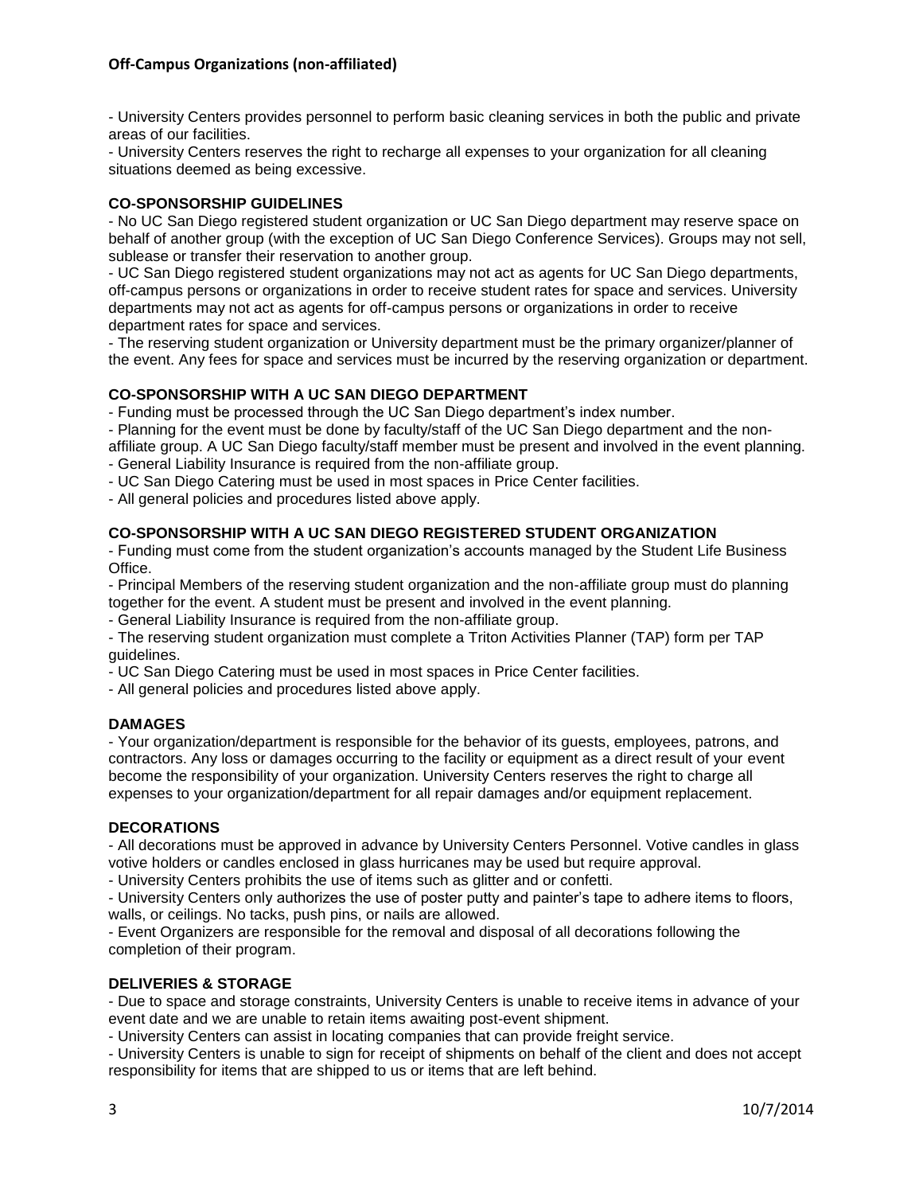- University Centers provides personnel to perform basic cleaning services in both the public and private areas of our facilities.
- University Centers reserves the right to recharge all expenses to your organization for all cleaning situations deemed as being excessive.

**CO-SPONSORSHIP GUIDELINES**

- No UC San Diego registered student organization or UC San Diego department may reserve space on behalf of another group (with the exception of UC San Diego Conference Services). Groups may not sell, sublease or transfer their reservation to another group.
- UC San Diego registered student organizations may not act as agents for UC San Diego departments, off-campus persons or organizations in order to receive student rates for space and services. University departments may not act as agents for off-campus persons or organizations in order to receive department rates for space and services.
- The reserving student organization or University department must be the primary organizer/planner of the event. Any fees for space and services must be incurred by the reserving organization or department.

**CO-SPONSORSHIP WITH A UC SAN DIEGO DEPARTMENT**

- Funding must be processed through the UC San Diego department's index number.
- Planning for the event must be done by faculty/staff of the UC San Diego department and the non-affiliate group. A UC San Diego faculty/staff member must be present and involved in the event planning.
- General Liability Insurance is required from the non-affiliate group.
- UC San Diego Catering must be used in most spaces in Price Center facilities.
- All general policies and procedures listed above apply.

**CO-SPONSORSHIP WITH A UC SAN DIEGO REGISTERED STUDENT ORGANIZATION**

- Funding must come from the student organization's accounts managed by the Student Life Business Office.
- Principal Members of the reserving student organization and the non-affiliate group must do planning together for the event. A student must be present and involved in the event planning.
- General Liability Insurance is required from the non-affiliate group.
- The reserving student organization must complete a Triton Activities Planner (TAP) form per TAP guidelines.
- UC San Diego Catering must be used in most spaces in Price Center facilities.
- All general policies and procedures listed above apply.

**DAMAGES**

- Your organization/department is responsible for the behavior of its guests, employees, patrons, and contractors. Any loss or damages occurring to the facility or equipment as a direct result of your event become the responsibility of your organization. University Centers reserves the right to charge all expenses to your organization/department for all repair damages and/or equipment replacement.

**DECORATIONS**

- All decorations must be approved in advance by University Centers Personnel. Votive candles in glass votive holders or candles enclosed in glass hurricanes may be used but require approval.
- University Centers prohibits the use of items such as glitter and or confetti.
- University Centers only authorizes the use of poster putty and painter's tape to adhere items to floors, walls, or ceilings. No tacks, push pins, or nails are allowed.
- Event Organizers are responsible for the removal and disposal of all decorations following the completion of their program.

**DELIVERIES & STORAGE**

- Due to space and storage constraints, University Centers is unable to receive items in advance of your event date and we are unable to retain items awaiting post-event shipment.
- University Centers can assist in locating companies that can provide freight service.
- University Centers is unable to sign for receipt of shipments on behalf of the client and does not accept responsibility for items that are shipped to us or items that are left behind.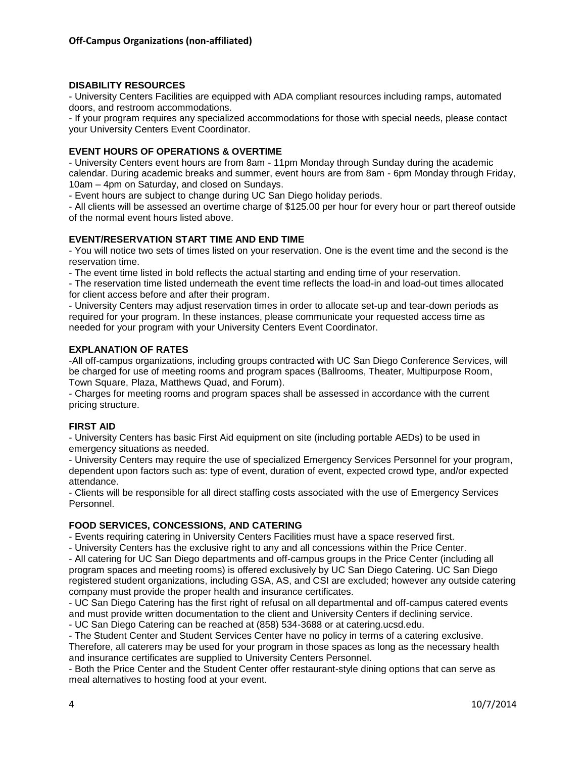**DISABILITY RESOURCES**

- University Centers Facilities are equipped with ADA compliant resources including ramps, automated doors, and restroom accommodations.
- If your program requires any specialized accommodations for those with special needs, please contact your University Centers Event Coordinator.

**EVENT HOURS OF OPERATIONS & OVERTIME**

- University Centers event hours are from 8am - 11pm Monday through Sunday during the academic calendar. During academic breaks and summer, event hours are from 8am - 6pm Monday through Friday, 10am – 4pm on Saturday, and closed on Sundays.
- Event hours are subject to change during UC San Diego holiday periods.
- All clients will be assessed an overtime charge of $125.00 per hour for every hour or part thereof outside of the normal event hours listed above.

**EVENT/RESERVATION START TIME AND END TIME**

- You will notice two sets of times listed on your reservation. One is the event time and the second is the reservation time.
- The event time listed in bold reflects the actual starting and ending time of your reservation.
- The reservation time listed underneath the event time reflects the load-in and load-out times allocated for client access before and after their program.
- University Centers may adjust reservation times in order to allocate set-up and tear-down periods as required for your program. In these instances, please communicate your requested access time as needed for your program with your University Centers Event Coordinator.

**EXPLANATION OF RATES**

- All off-campus organizations, including groups contracted with UC San Diego Conference Services, will be charged for use of meeting rooms and program spaces (Ballrooms, Theater, Multipurpose Room, Town Square, Plaza, Matthews Quad, and Forum).
- Charges for meeting rooms and program spaces shall be assessed in accordance with the current pricing structure.

**FIRST AID**

- University Centers has basic First Aid equipment on site (including portable AEDs) to be used in emergency situations as needed.
- University Centers may require the use of specialized Emergency Services Personnel for your program, dependent upon factors such as: type of event, duration of event, expected crowd type, and/or expected attendance.
- Clients will be responsible for all direct staffing costs associated with the use of Emergency Services Personnel.

**FOOD SERVICES, CONCESSIONS, AND CATERING**

- Events requiring catering in University Centers Facilities must have a space reserved first.
- University Centers has the exclusive right to any and all concessions within the Price Center.
- All catering for UC San Diego departments and off-campus groups in the Price Center (including all program spaces and meeting rooms) is offered exclusively by UC San Diego Catering. UC San Diego registered student organizations, including GSA, AS, and CSI are excluded; however any outside catering company must provide the proper health and insurance certificates.
- UC San Diego Catering has the first right of refusal on all departmental and off-campus catered events and must provide written documentation to the client and University Centers if declining service.
- UC San Diego Catering can be reached at (858) 534-3688 or at catering.ucsd.edu.
- The Student Center and Student Services Center have no policy in terms of a catering exclusive. Therefore, all caterers may be used for your program in those spaces as long as the necessary health and insurance certificates are supplied to University Centers Personnel.
- Both the Price Center and the Student Center offer restaurant-style dining options that can serve as meal alternatives to hosting food at your event.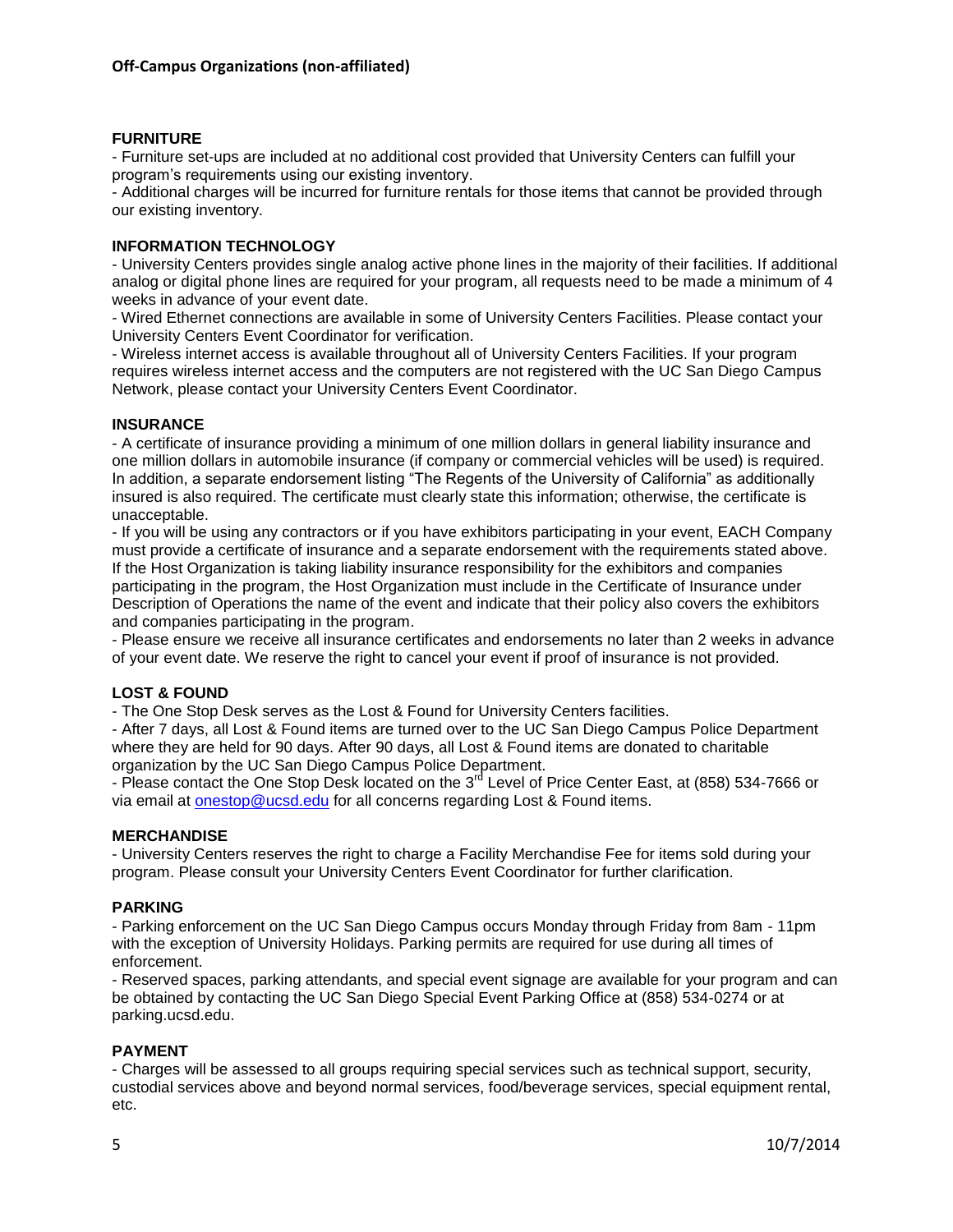## FURNITURE

- Furniture set-ups are included at no additional cost provided that University Centers can fulfill your program's requirements using our existing inventory.
- Additional charges will be incurred for furniture rentals for those items that cannot be provided through our existing inventory.

## INFORMATION TECHNOLOGY

- University Centers provides single analog active phone lines in the majority of their facilities. If additional analog or digital phone lines are required for your program, all requests need to be made a minimum of 4 weeks in advance of your event date.
- Wired Ethernet connections are available in some of University Centers Facilities. Please contact your University Centers Event Coordinator for verification.
- Wireless internet access is available throughout all of University Centers Facilities. If your program requires wireless internet access and the computers are not registered with the UC San Diego Campus Network, please contact your University Centers Event Coordinator.

## INSURANCE

- A certificate of insurance providing a minimum of one million dollars in general liability insurance and one million dollars in automobile insurance (if company or commercial vehicles will be used) is required. In addition, a separate endorsement listing "The Regents of the University of California" as additionally insured is also required. The certificate must clearly state this information; otherwise, the certificate is unacceptable.
- If you will be using any contractors or if you have exhibitors participating in your event, EACH Company must provide a certificate of insurance and a separate endorsement with the requirements stated above. If the Host Organization is taking liability insurance responsibility for the exhibitors and companies participating in the program, the Host Organization must include in the Certificate of Insurance under Description of Operations the name of the event and indicate that their policy also covers the exhibitors and companies participating in the program.
- Please ensure we receive all insurance certificates and endorsements no later than 2 weeks in advance of your event date. We reserve the right to cancel your event if proof of insurance is not provided.

## LOST & FOUND

- The One Stop Desk serves as the Lost & Found for University Centers facilities.
- After 7 days, all Lost & Found items are turned over to the UC San Diego Campus Police Department where they are held for 90 days. After 90 days, all Lost & Found items are donated to charitable organization by the UC San Diego Campus Police Department.
- Please contact the One Stop Desk located on the 3rd Level of Price Center East, at (858) 534-7666 or via email at onestop@ucsd.edu for all concerns regarding Lost & Found items.

## MERCHANDISE

- University Centers reserves the right to charge a Facility Merchandise Fee for items sold during your program. Please consult your University Centers Event Coordinator for further clarification.

## PARKING

- Parking enforcement on the UC San Diego Campus occurs Monday through Friday from 8am - 11pm with the exception of University Holidays. Parking permits are required for use during all times of enforcement.
- Reserved spaces, parking attendants, and special event signage are available for your program and can be obtained by contacting the UC San Diego Special Event Parking Office at (858) 534-0274 or at parking.ucsd.edu.

## PAYMENT

- Charges will be assessed to all groups requiring special services such as technical support, security, custodial services above and beyond normal services, food/beverage services, special equipment rental, etc.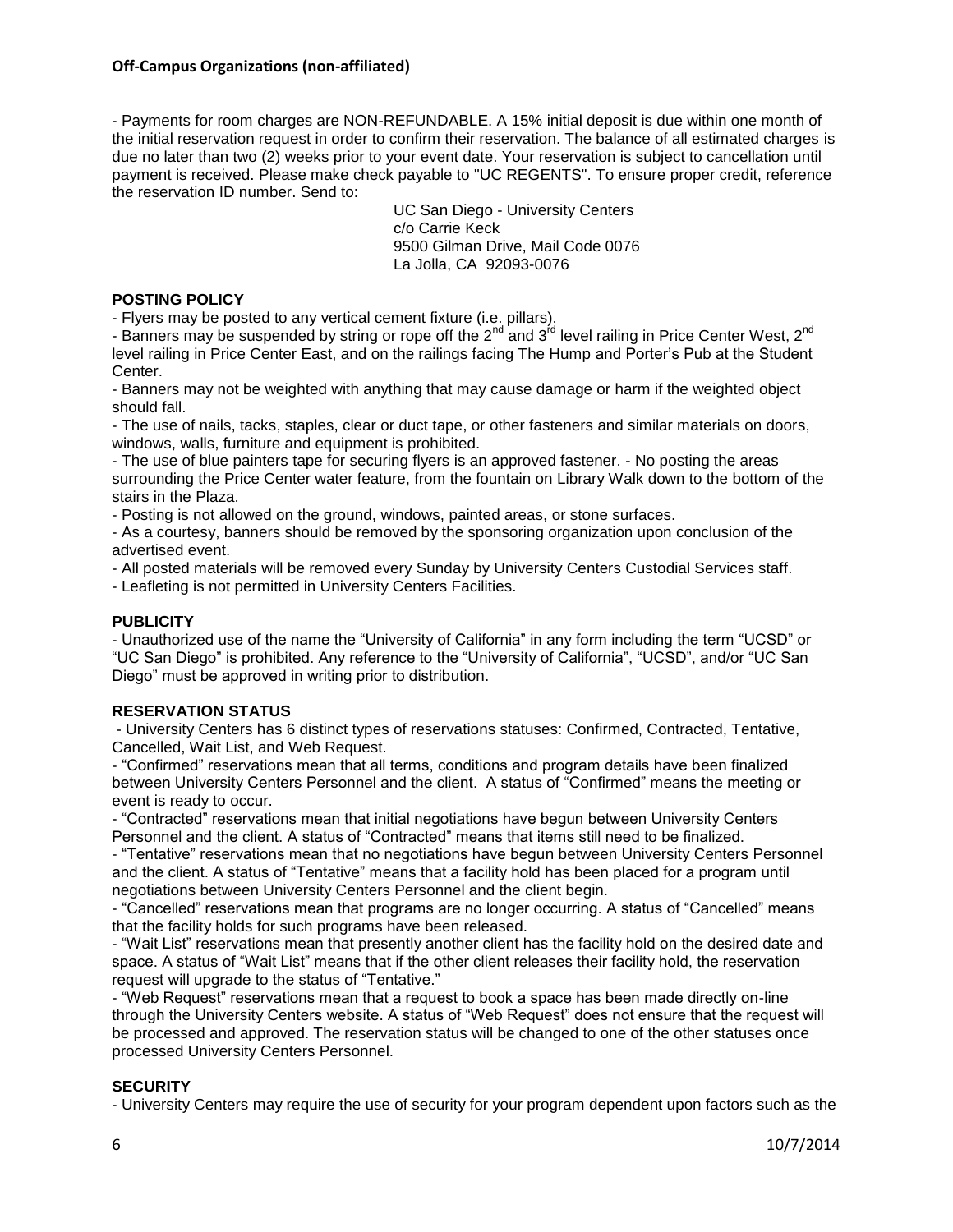**Off-Campus Organizations (non-affiliated)**

- Payments for room charges are NON-REFUNDABLE. A 15% initial deposit is due within one month of the initial reservation request in order to confirm their reservation. The balance of all estimated charges is due no later than two (2) weeks prior to your event date. Your reservation is subject to cancellation until payment is received. Please make check payable to "UC REGENTS". To ensure proper credit, reference the reservation ID number. Send to:

  UC San Diego - University Centers
  c/o Carrie Keck
  9500 Gilman Drive, Mail Code 0076
  La Jolla, CA 92093-0076

**POSTING POLICY**

- Flyers may be posted to any vertical cement fixture (i.e. pillars).
- Banners may be suspended by string or rope off the 2nd and 3rd level railing in Price Center West, 2nd level railing in Price Center East, and on the railings facing The Hump and Porter's Pub at the Student Center.
- Banners may not be weighted with anything that may cause damage or harm if the weighted object should fall.
- The use of nails, tacks, staples, clear or duct tape, or other fasteners and similar materials on doors, windows, walls, furniture and equipment is prohibited.
- The use of blue painters tape for securing flyers is an approved fastener. - No posting the areas surrounding the Price Center water feature, from the fountain on Library Walk down to the bottom of the stairs in the Plaza.
- Posting is not allowed on the ground, windows, painted areas, or stone surfaces.
- As a courtesy, banners should be removed by the sponsoring organization upon conclusion of the advertised event.
- All posted materials will be removed every Sunday by University Centers Custodial Services staff.
- Leafleting is not permitted in University Centers Facilities.

**PUBLICITY**

- Unauthorized use of the name the "University of California" in any form including the term "UCSD" or "UC San Diego" is prohibited. Any reference to the "University of California", "UCSD", and/or "UC San Diego" must be approved in writing prior to distribution.

**RESERVATION STATUS**

- University Centers has 6 distinct types of reservations statuses: Confirmed, Contracted, Tentative, Cancelled, Wait List, and Web Request.
- "Confirmed" reservations mean that all terms, conditions and program details have been finalized between University Centers Personnel and the client. A status of "Confirmed" means the meeting or event is ready to occur.
- "Contracted" reservations mean that initial negotiations have begun between University Centers Personnel and the client. A status of "Contracted" means that items still need to be finalized.
- "Tentative" reservations mean that no negotiations have begun between University Centers Personnel and the client. A status of "Tentative" means that a facility hold has been placed for a program until negotiations between University Centers Personnel and the client begin.
- "Cancelled" reservations mean that programs are no longer occurring. A status of "Cancelled" means that the facility holds for such programs have been released.
- "Wait List" reservations mean that presently another client has the facility hold on the desired date and space. A status of "Wait List" means that if the other client releases their facility hold, the reservation request will upgrade to the status of "Tentative."
- "Web Request" reservations mean that a request to book a space has been made directly on-line through the University Centers website. A status of "Web Request" does not ensure that the request will be processed and approved. The reservation status will be changed to one of the other statuses once processed University Centers Personnel.

**SECURITY**

- University Centers may require the use of security for your program dependent upon factors such as the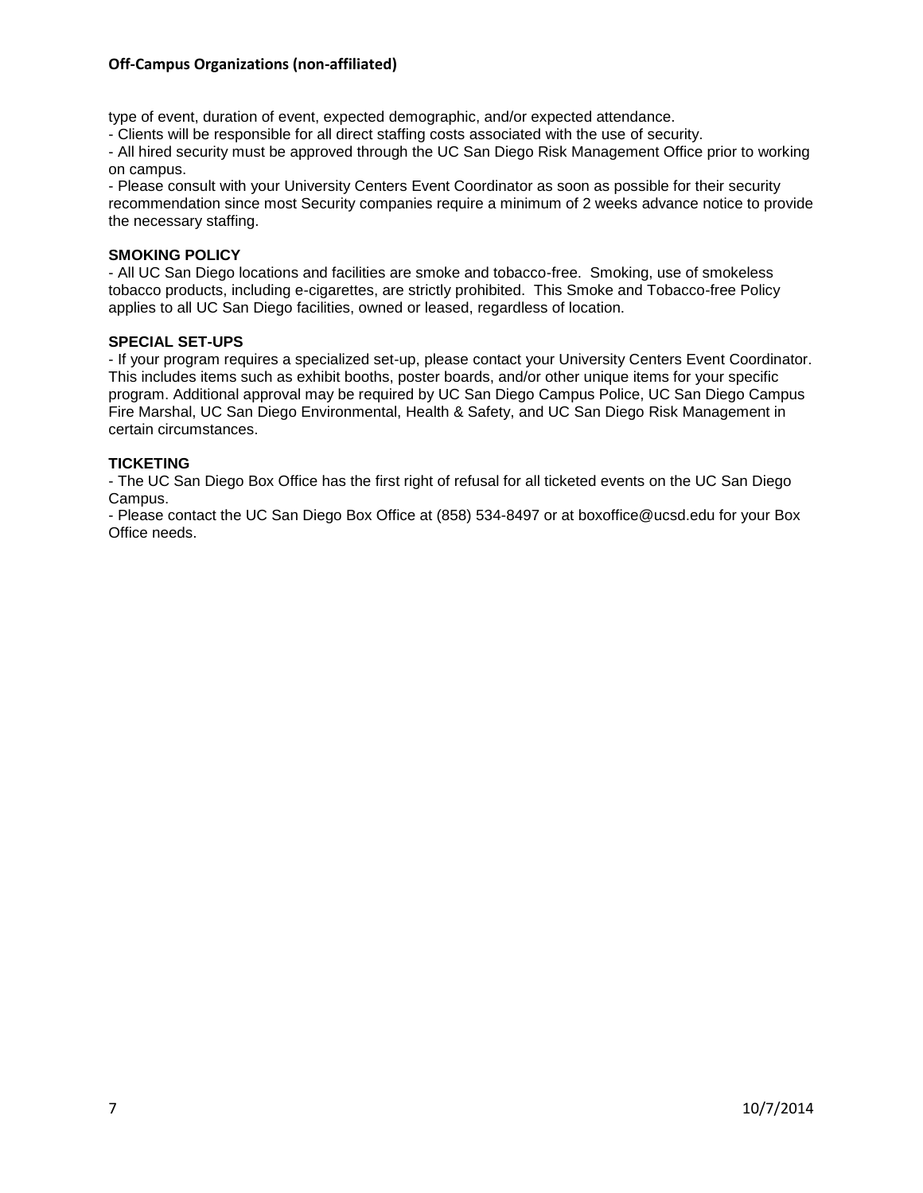type of event, duration of event, expected demographic, and/or expected attendance.
- Clients will be responsible for all direct staffing costs associated with the use of security.
- All hired security must be approved through the UC San Diego Risk Management Office prior to working on campus.
- Please consult with your University Centers Event Coordinator as soon as possible for their security recommendation since most Security companies require a minimum of 2 weeks advance notice to provide the necessary staffing.

**SMOKING POLICY**

- All UC San Diego locations and facilities are smoke and tobacco-free. Smoking, use of smokeless tobacco products, including e-cigarettes, are strictly prohibited. This Smoke and Tobacco-free Policy applies to all UC San Diego facilities, owned or leased, regardless of location.

**SPECIAL SET-UPS**

- If your program requires a specialized set-up, please contact your University Centers Event Coordinator. This includes items such as exhibit booths, poster boards, and/or other unique items for your specific program. Additional approval may be required by UC San Diego Campus Police, UC San Diego Campus Fire Marshal, UC San Diego Environmental, Health & Safety, and UC San Diego Risk Management in certain circumstances.

**TICKETING**

- The UC San Diego Box Office has the first right of refusal for all ticketed events on the UC San Diego Campus.
- Please contact the UC San Diego Box Office at (858) 534-8497 or at boxoffice@ucsd.edu for your Box Office needs.